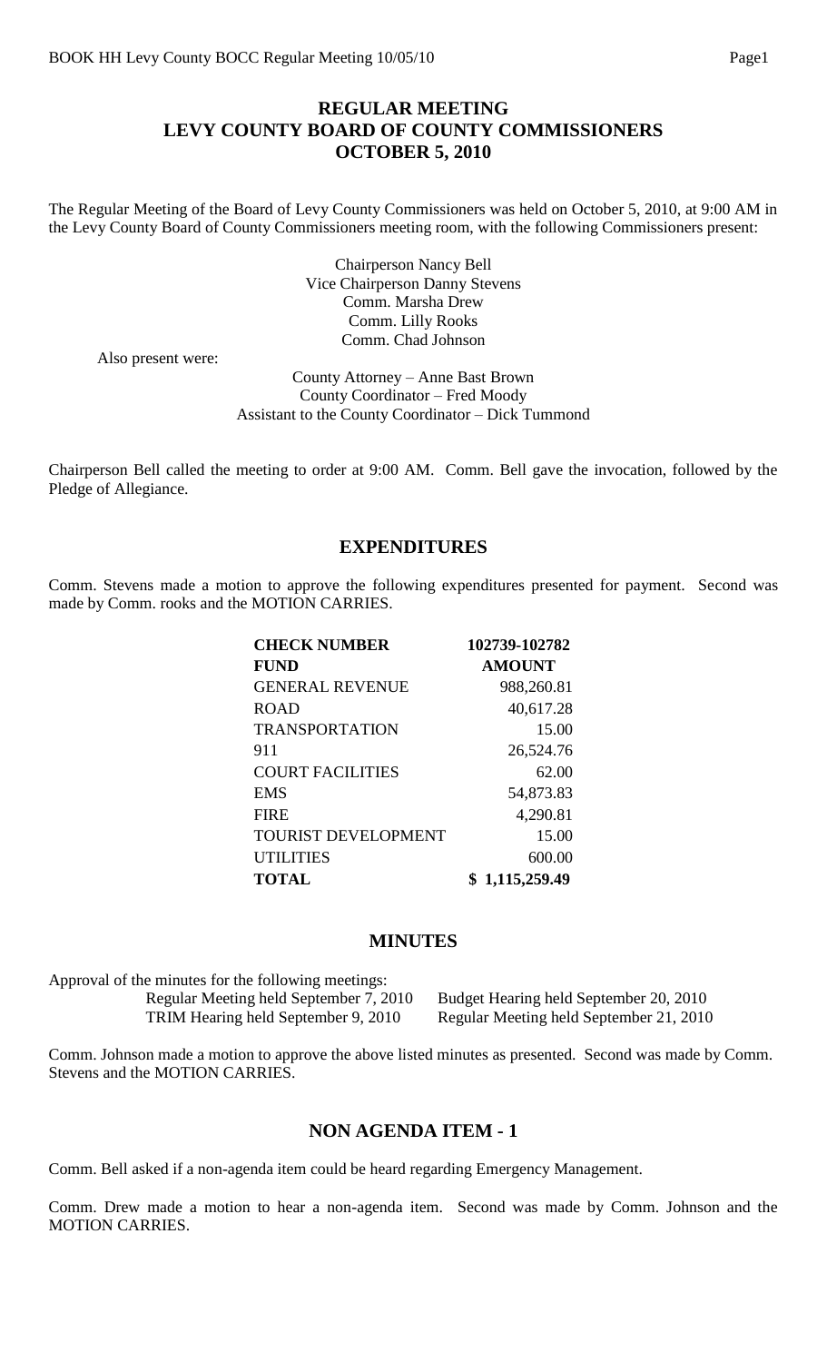# REGULAR MEETING
# LEVY COUNTY BOARD OF COUNTY COMMISSIONERS
# OCTOBER 5, 2010

The Regular Meeting of the Board of Levy County Commissioners was held on October 5, 2010, at 9:00 AM in the Levy County Board of County Commissioners meeting room, with the following Commissioners present:

Chairperson Nancy Bell
Vice Chairperson Danny Stevens
Comm. Marsha Drew
Comm. Lilly Rooks
Comm. Chad Johnson

Also present were:

County Attorney – Anne Bast Brown
County Coordinator – Fred Moody
Assistant to the County Coordinator – Dick Tummond

Chairperson Bell called the meeting to order at 9:00 AM. Comm. Bell gave the invocation, followed by the Pledge of Allegiance.

## EXPENDITURES

Comm. Stevens made a motion to approve the following expenditures presented for payment. Second was made by Comm. rooks and the MOTION CARRIES.

| **CHECK NUMBER** | **102739-102782** |
|---|---|
| **FUND** | **AMOUNT** |
| GENERAL REVENUE | 988,260.81 |
| ROAD | 40,617.28 |
| TRANSPORTATION | 15.00 |
| 911 | 26,524.76 |
| COURT FACILITIES | 62.00 |
| EMS | 54,873.83 |
| FIRE | 4,290.81 |
| TOURIST DEVELOPMENT | 15.00 |
| UTILITIES | 600.00 |
| **TOTAL** | **$ 1,115,259.49** |

## MINUTES

Approval of the minutes for the following meetings:

| | |
|---|---|
| Regular Meeting held September 7, 2010 | Budget Hearing held September 20, 2010 |
| TRIM Hearing held September 9, 2010 | Regular Meeting held September 21, 2010 |

Comm. Johnson made a motion to approve the above listed minutes as presented. Second was made by Comm. Stevens and the MOTION CARRIES.

## NON AGENDA ITEM - 1

Comm. Bell asked if a non-agenda item could be heard regarding Emergency Management.

Comm. Drew made a motion to hear a non-agenda item. Second was made by Comm. Johnson and the MOTION CARRIES.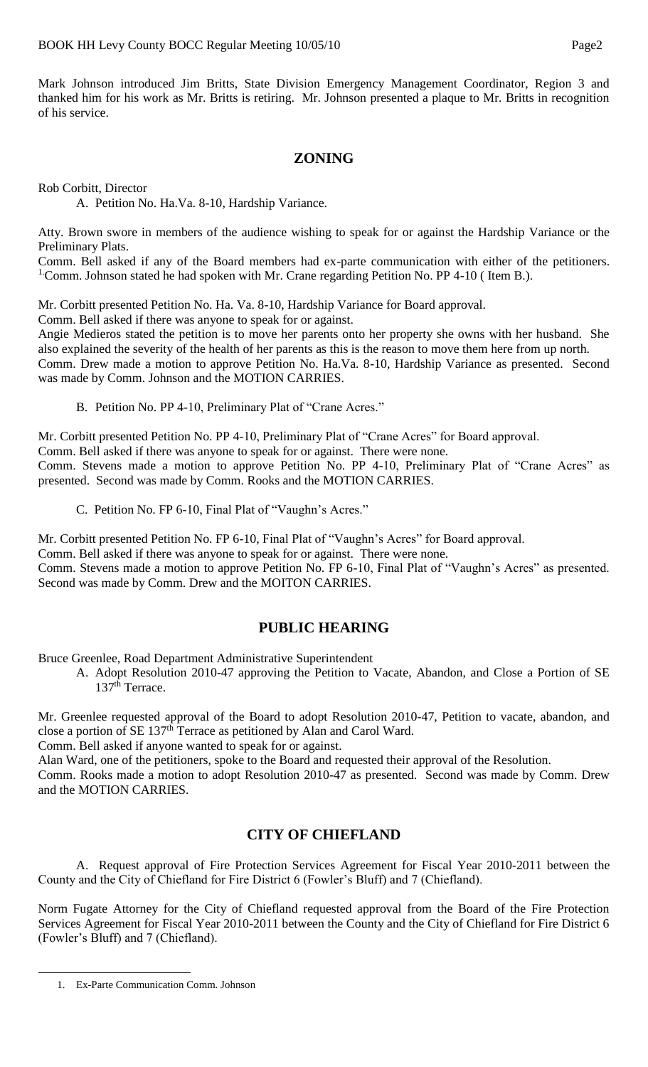Mark Johnson introduced Jim Britts, State Division Emergency Management Coordinator, Region 3 and thanked him for his work as Mr. Britts is retiring. Mr. Johnson presented a plaque to Mr. Britts in recognition of his service.

## ZONING

Rob Corbitt, Director

A. Petition No. Ha.Va. 8-10, Hardship Variance.

Atty. Brown swore in members of the audience wishing to speak for or against the Hardship Variance or the Preliminary Plats.

Comm. Bell asked if any of the Board members had ex-parte communication with either of the petitioners. [1]Comm. Johnson stated he had spoken with Mr. Crane regarding Petition No. PP 4-10 ( Item B.).

Mr. Corbitt presented Petition No. Ha. Va. 8-10, Hardship Variance for Board approval.

Comm. Bell asked if there was anyone to speak for or against.

Angie Medieros stated the petition is to move her parents onto her property she owns with her husband. She also explained the severity of the health of her parents as this is the reason to move them here from up north.

Comm. Drew made a motion to approve Petition No. Ha.Va. 8-10, Hardship Variance as presented. Second was made by Comm. Johnson and the MOTION CARRIES.

B. Petition No. PP 4-10, Preliminary Plat of "Crane Acres."

Mr. Corbitt presented Petition No. PP 4-10, Preliminary Plat of "Crane Acres" for Board approval.

Comm. Bell asked if there was anyone to speak for or against. There were none.

Comm. Stevens made a motion to approve Petition No. PP 4-10, Preliminary Plat of "Crane Acres" as presented. Second was made by Comm. Rooks and the MOTION CARRIES.

C. Petition No. FP 6-10, Final Plat of "Vaughn's Acres."

Mr. Corbitt presented Petition No. FP 6-10, Final Plat of "Vaughn's Acres" for Board approval.

Comm. Bell asked if there was anyone to speak for or against. There were none.

Comm. Stevens made a motion to approve Petition No. FP 6-10, Final Plat of "Vaughn's Acres" as presented. Second was made by Comm. Drew and the MOITON CARRIES.

## PUBLIC HEARING

Bruce Greenlee, Road Department Administrative Superintendent

A. Adopt Resolution 2010-47 approving the Petition to Vacate, Abandon, and Close a Portion of SE 137th Terrace.

Mr. Greenlee requested approval of the Board to adopt Resolution 2010-47, Petition to vacate, abandon, and close a portion of SE 137th Terrace as petitioned by Alan and Carol Ward.

Comm. Bell asked if anyone wanted to speak for or against.

Alan Ward, one of the petitioners, spoke to the Board and requested their approval of the Resolution.

Comm. Rooks made a motion to adopt Resolution 2010-47 as presented. Second was made by Comm. Drew and the MOTION CARRIES.

## CITY OF CHIEFLAND

A. Request approval of Fire Protection Services Agreement for Fiscal Year 2010-2011 between the County and the City of Chiefland for Fire District 6 (Fowler's Bluff) and 7 (Chiefland).

Norm Fugate Attorney for the City of Chiefland requested approval from the Board of the Fire Protection Services Agreement for Fiscal Year 2010-2011 between the County and the City of Chiefland for Fire District 6 (Fowler's Bluff) and 7 (Chiefland).

---

1. Ex-Parte Communication Comm. Johnson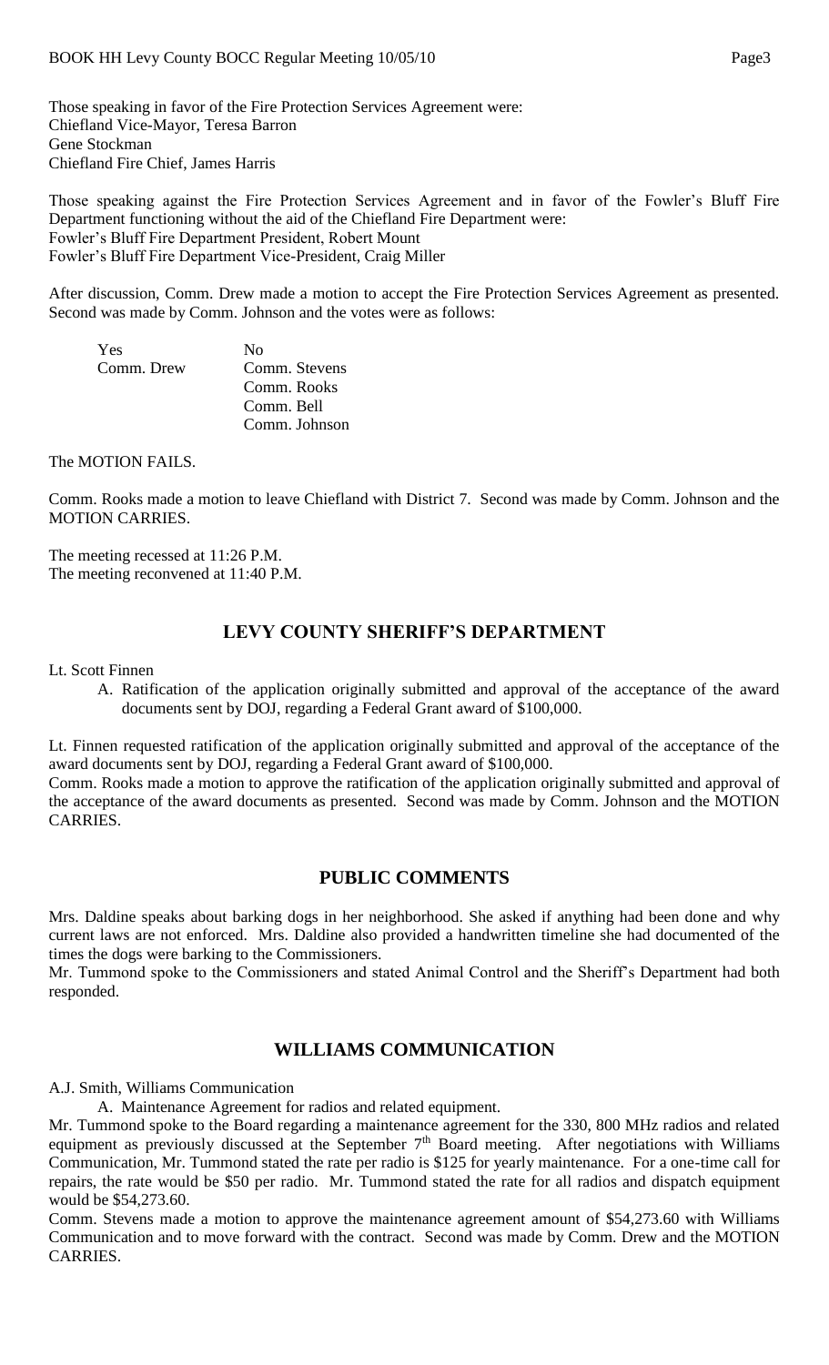Those speaking in favor of the Fire Protection Services Agreement were:
Chiefland Vice-Mayor, Teresa Barron
Gene Stockman
Chiefland Fire Chief, James Harris

Those speaking against the Fire Protection Services Agreement and in favor of the Fowler's Bluff Fire Department functioning without the aid of the Chiefland Fire Department were:
Fowler's Bluff Fire Department President, Robert Mount
Fowler's Bluff Fire Department Vice-President, Craig Miller

After discussion, Comm. Drew made a motion to accept the Fire Protection Services Agreement as presented. Second was made by Comm. Johnson and the votes were as follows:

| Yes | No |
|---|---|
| Comm. Drew | Comm. Stevens |
| | Comm. Rooks |
| | Comm. Bell |
| | Comm. Johnson |

The MOTION FAILS.

Comm. Rooks made a motion to leave Chiefland with District 7. Second was made by Comm. Johnson and the MOTION CARRIES.

The meeting recessed at 11:26 P.M.
The meeting reconvened at 11:40 P.M.

## LEVY COUNTY SHERIFF'S DEPARTMENT

Lt. Scott Finnen

A. Ratification of the application originally submitted and approval of the acceptance of the award documents sent by DOJ, regarding a Federal Grant award of $100,000.

Lt. Finnen requested ratification of the application originally submitted and approval of the acceptance of the award documents sent by DOJ, regarding a Federal Grant award of $100,000.
Comm. Rooks made a motion to approve the ratification of the application originally submitted and approval of the acceptance of the award documents as presented. Second was made by Comm. Johnson and the MOTION CARRIES.

## PUBLIC COMMENTS

Mrs. Daldine speaks about barking dogs in her neighborhood. She asked if anything had been done and why current laws are not enforced. Mrs. Daldine also provided a handwritten timeline she had documented of the times the dogs were barking to the Commissioners.
Mr. Tummond spoke to the Commissioners and stated Animal Control and the Sheriff's Department had both responded.

## WILLIAMS COMMUNICATION

A.J. Smith, Williams Communication

A. Maintenance Agreement for radios and related equipment.

Mr. Tummond spoke to the Board regarding a maintenance agreement for the 330, 800 MHz radios and related equipment as previously discussed at the September 7th Board meeting. After negotiations with Williams Communication, Mr. Tummond stated the rate per radio is $125 for yearly maintenance. For a one-time call for repairs, the rate would be $50 per radio. Mr. Tummond stated the rate for all radios and dispatch equipment would be $54,273.60.
Comm. Stevens made a motion to approve the maintenance agreement amount of $54,273.60 with Williams Communication and to move forward with the contract. Second was made by Comm. Drew and the MOTION CARRIES.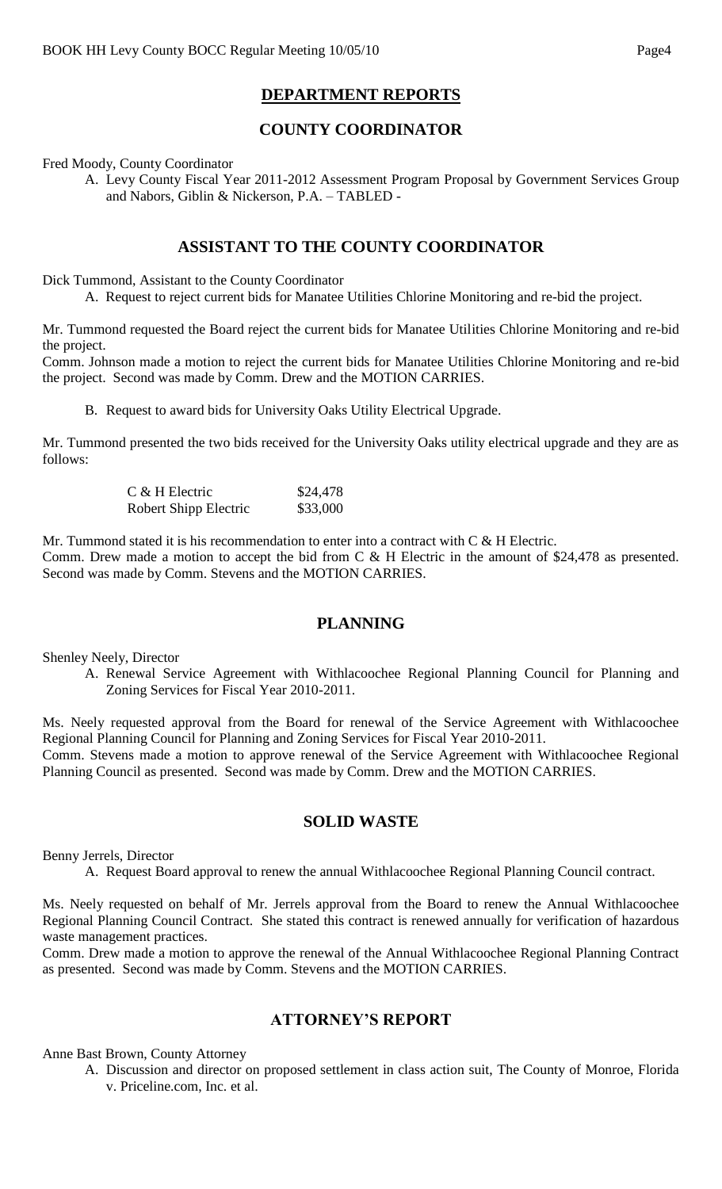## DEPARTMENT REPORTS

## COUNTY COORDINATOR

Fred Moody, County Coordinator

A. Levy County Fiscal Year 2011-2012 Assessment Program Proposal by Government Services Group and Nabors, Giblin & Nickerson, P.A. – TABLED -

## ASSISTANT TO THE COUNTY COORDINATOR

Dick Tummond, Assistant to the County Coordinator

A. Request to reject current bids for Manatee Utilities Chlorine Monitoring and re-bid the project.

Mr. Tummond requested the Board reject the current bids for Manatee Utilities Chlorine Monitoring and re-bid the project.

Comm. Johnson made a motion to reject the current bids for Manatee Utilities Chlorine Monitoring and re-bid the project. Second was made by Comm. Drew and the MOTION CARRIES.

B. Request to award bids for University Oaks Utility Electrical Upgrade.

Mr. Tummond presented the two bids received for the University Oaks utility electrical upgrade and they are as follows:

| | |
|---|---|
| C & H Electric | \$24,478 |
| Robert Shipp Electric | \$33,000 |

Mr. Tummond stated it is his recommendation to enter into a contract with C & H Electric.

Comm. Drew made a motion to accept the bid from C & H Electric in the amount of \$24,478 as presented. Second was made by Comm. Stevens and the MOTION CARRIES.

## PLANNING

Shenley Neely, Director

A. Renewal Service Agreement with Withlacoochee Regional Planning Council for Planning and Zoning Services for Fiscal Year 2010-2011.

Ms. Neely requested approval from the Board for renewal of the Service Agreement with Withlacoochee Regional Planning Council for Planning and Zoning Services for Fiscal Year 2010-2011.

Comm. Stevens made a motion to approve renewal of the Service Agreement with Withlacoochee Regional Planning Council as presented. Second was made by Comm. Drew and the MOTION CARRIES.

## SOLID WASTE

Benny Jerrels, Director

A. Request Board approval to renew the annual Withlacoochee Regional Planning Council contract.

Ms. Neely requested on behalf of Mr. Jerrels approval from the Board to renew the Annual Withlacoochee Regional Planning Council Contract. She stated this contract is renewed annually for verification of hazardous waste management practices.

Comm. Drew made a motion to approve the renewal of the Annual Withlacoochee Regional Planning Contract as presented. Second was made by Comm. Stevens and the MOTION CARRIES.

## ATTORNEY'S REPORT

Anne Bast Brown, County Attorney

A. Discussion and director on proposed settlement in class action suit, The County of Monroe, Florida v. Priceline.com, Inc. et al.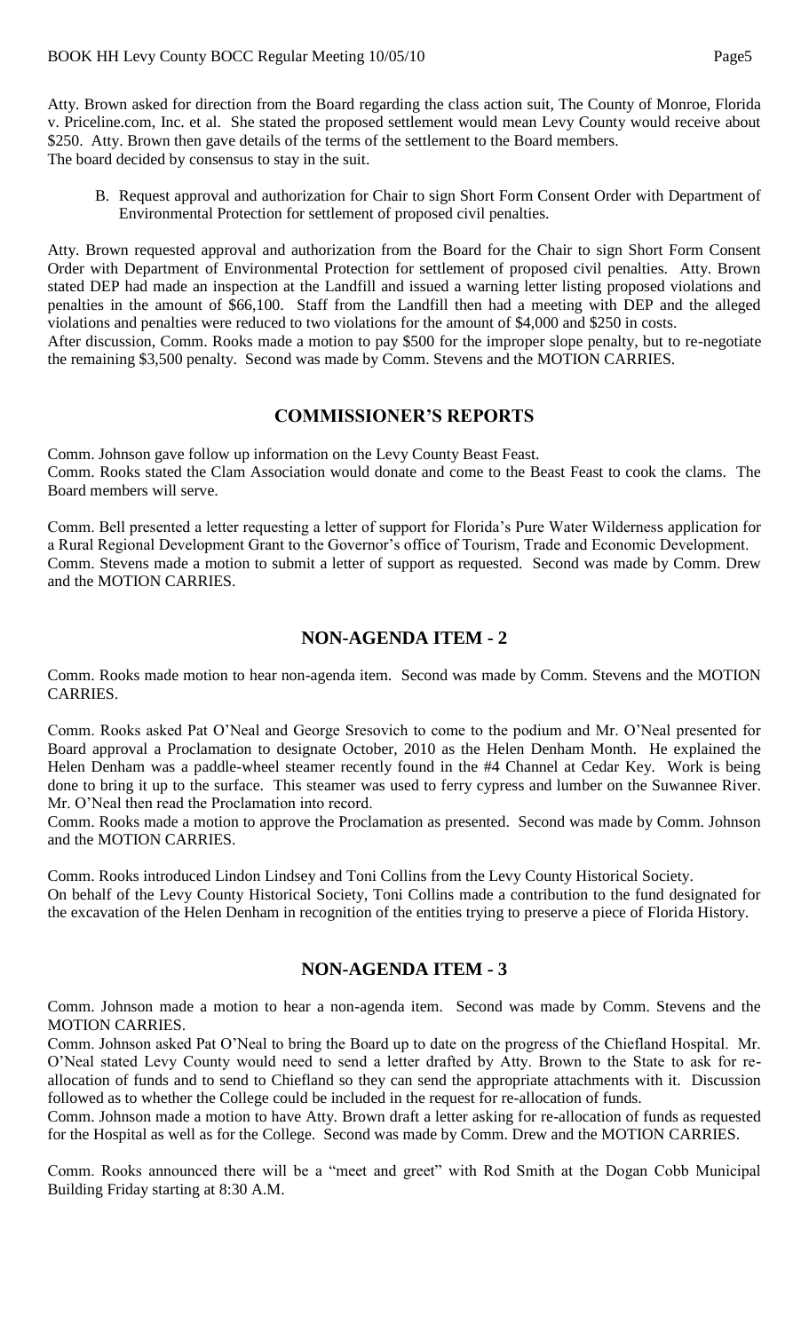Atty. Brown asked for direction from the Board regarding the class action suit, The County of Monroe, Florida v. Priceline.com, Inc. et al. She stated the proposed settlement would mean Levy County would receive about $250. Atty. Brown then gave details of the terms of the settlement to the Board members.
The board decided by consensus to stay in the suit.

B. Request approval and authorization for Chair to sign Short Form Consent Order with Department of Environmental Protection for settlement of proposed civil penalties.

Atty. Brown requested approval and authorization from the Board for the Chair to sign Short Form Consent Order with Department of Environmental Protection for settlement of proposed civil penalties. Atty. Brown stated DEP had made an inspection at the Landfill and issued a warning letter listing proposed violations and penalties in the amount of $66,100. Staff from the Landfill then had a meeting with DEP and the alleged violations and penalties were reduced to two violations for the amount of $4,000 and $250 in costs.
After discussion, Comm. Rooks made a motion to pay $500 for the improper slope penalty, but to re-negotiate the remaining $3,500 penalty. Second was made by Comm. Stevens and the MOTION CARRIES.

## COMMISSIONER'S REPORTS

Comm. Johnson gave follow up information on the Levy County Beast Feast.
Comm. Rooks stated the Clam Association would donate and come to the Beast Feast to cook the clams. The Board members will serve.

Comm. Bell presented a letter requesting a letter of support for Florida's Pure Water Wilderness application for a Rural Regional Development Grant to the Governor's office of Tourism, Trade and Economic Development.
Comm. Stevens made a motion to submit a letter of support as requested. Second was made by Comm. Drew and the MOTION CARRIES.

## NON-AGENDA ITEM - 2

Comm. Rooks made motion to hear non-agenda item. Second was made by Comm. Stevens and the MOTION CARRIES.

Comm. Rooks asked Pat O'Neal and George Sresovich to come to the podium and Mr. O'Neal presented for Board approval a Proclamation to designate October, 2010 as the Helen Denham Month. He explained the Helen Denham was a paddle-wheel steamer recently found in the #4 Channel at Cedar Key. Work is being done to bring it up to the surface. This steamer was used to ferry cypress and lumber on the Suwannee River. Mr. O'Neal then read the Proclamation into record.
Comm. Rooks made a motion to approve the Proclamation as presented. Second was made by Comm. Johnson and the MOTION CARRIES.

Comm. Rooks introduced Lindon Lindsey and Toni Collins from the Levy County Historical Society.
On behalf of the Levy County Historical Society, Toni Collins made a contribution to the fund designated for the excavation of the Helen Denham in recognition of the entities trying to preserve a piece of Florida History.

## NON-AGENDA ITEM - 3

Comm. Johnson made a motion to hear a non-agenda item. Second was made by Comm. Stevens and the MOTION CARRIES.
Comm. Johnson asked Pat O'Neal to bring the Board up to date on the progress of the Chiefland Hospital. Mr. O'Neal stated Levy County would need to send a letter drafted by Atty. Brown to the State to ask for re-allocation of funds and to send to Chiefland so they can send the appropriate attachments with it. Discussion followed as to whether the College could be included in the request for re-allocation of funds.
Comm. Johnson made a motion to have Atty. Brown draft a letter asking for re-allocation of funds as requested for the Hospital as well as for the College. Second was made by Comm. Drew and the MOTION CARRIES.

Comm. Rooks announced there will be a "meet and greet" with Rod Smith at the Dogan Cobb Municipal Building Friday starting at 8:30 A.M.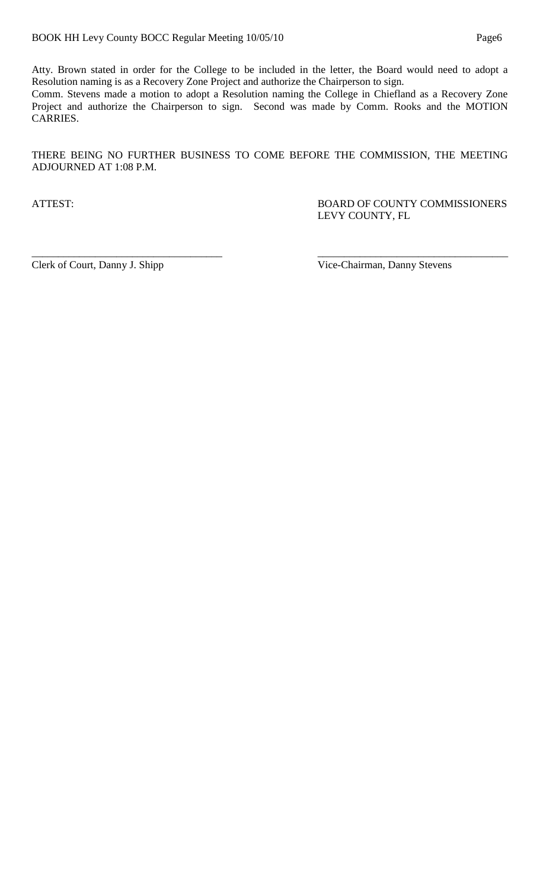Atty. Brown stated in order for the College to be included in the letter, the Board would need to adopt a Resolution naming is as a Recovery Zone Project and authorize the Chairperson to sign.

Comm. Stevens made a motion to adopt a Resolution naming the College in Chiefland as a Recovery Zone Project and authorize the Chairperson to sign. Second was made by Comm. Rooks and the MOTION CARRIES.

THERE BEING NO FURTHER BUSINESS TO COME BEFORE THE COMMISSION, THE MEETING ADJOURNED AT 1:08 P.M.

ATTEST: BOARD OF COUNTY COMMISSIONERS
LEVY COUNTY, FL

\_\_\_\_\_\_\_\_\_\_\_\_\_\_\_\_\_\_\_\_\_\_\_\_\_\_\_\_\_\_\_\_\_\_\_\_ \_\_\_\_\_\_\_\_\_\_\_\_\_\_\_\_\_\_\_\_\_\_\_\_\_\_\_\_\_\_\_\_\_\_\_\_

Clerk of Court, Danny J. Shipp Vice-Chairman, Danny Stevens